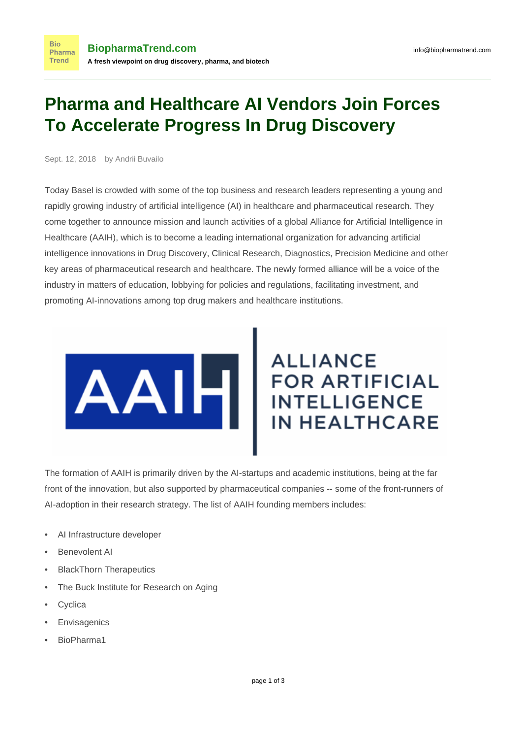# Pharma and Healthcare AI Vendors Join Forces To Accelerate Progress In Drug Discovery

Sept. 12, 2018 by Andrii Buvailo

Today Basel is crowded with some of the top business and research leaders representing a young and rapidly growing industry of artificial intelligence (AI) in healthcare and pharmaceutical research. They come together to announce mission and launch activities of a global Alliance for Artificial Intelligence in Healthcare (AAIH), which is to become a leading international organization for advancing artificial intelligence innovations in Drug Discovery, Clinical Research, Diagnostics, Precision Medicine and other key areas of pharmaceutical research and healthcare. The newly formed alliance will be a voice of the industry in matters of education, lobbying for policies and regulations, facilitating investment, and promoting AI-innovations among top drug makers and healthcare institutions.

The formation of AAIH is primarily driven by the AI-startups and academic institutions, being at the far front of the innovation, but also supported by pharmaceutical companies -- some of the front-runners of AI-adoption in their research strategy. The list of AAIH founding members includes:

- AI Infrastructure developer
- Benevolent AI
- BlackThorn Therapeutics
- The Buck Institute for Research on Aging
- Cyclica
- Envisagenics
- BioPharma1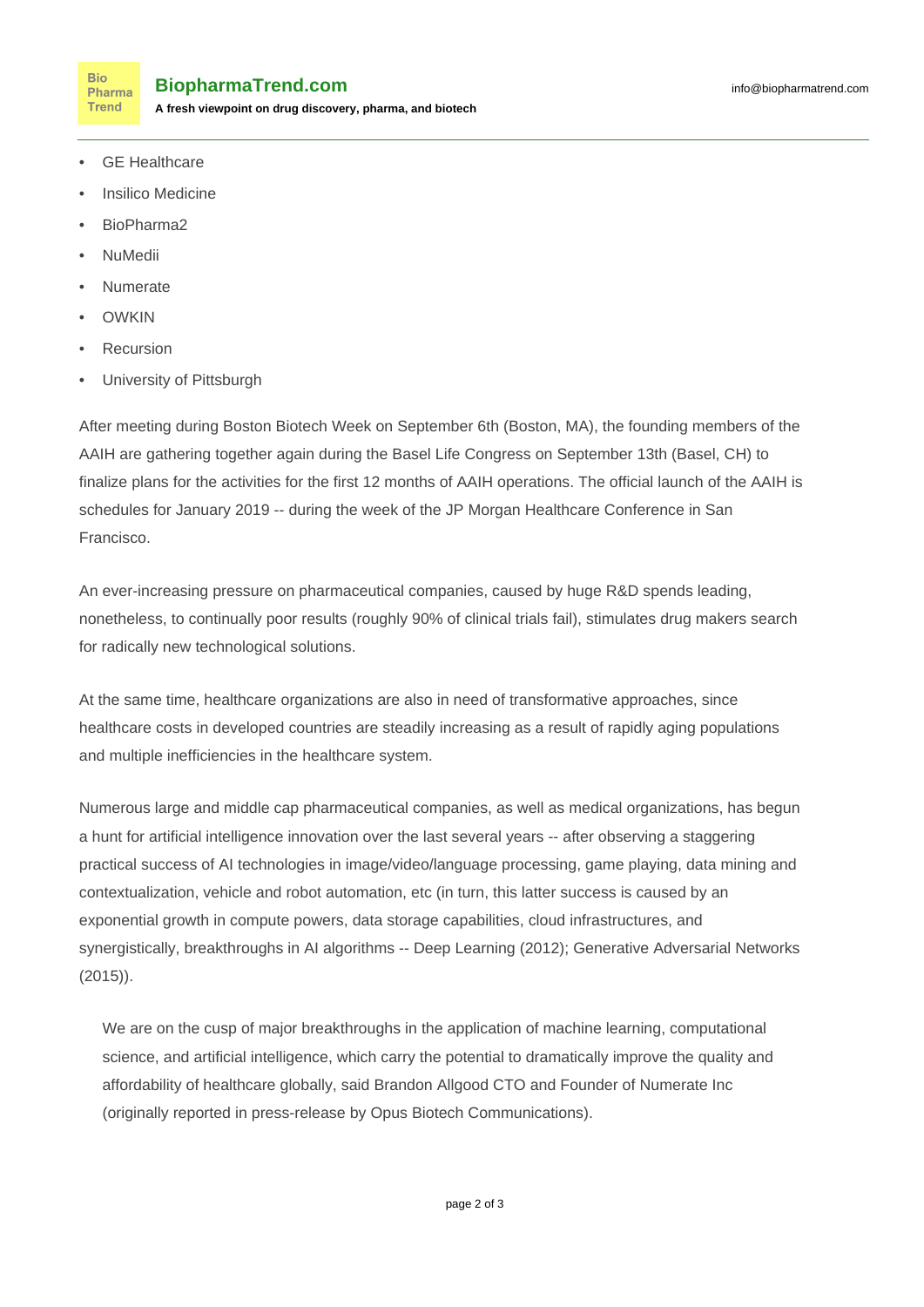- GE Healthcare
- Insilico Medicine
- BioPharma2
- NuMedii
- Numerate
- OWKIN
- Recursion
- University of Pittsburgh

After meeting during Boston Biotech Week on September 6th (Boston, MA), the founding members of the AAIH are gathering together again during the Basel Life Congress on September 13th (Basel, CH) to finalize plans for the activities for the first 12 months of AAIH operations. The official launch of the AAIH is schedules for January 2019 -- during the week of the JP Morgan Healthcare Conference in San Francisco.

An ever-increasing pressure on pharmaceutical companies, caused by huge R&D spends leading, nonetheless, to continually poor results (roughly 90% of clinical trials fail), stimulates drug makers search for radically new technological solutions.

At the same time, healthcare organizations are also in need of transformative approaches, since healthcare costs in developed countries are steadily increasing as a result of rapidly aging populations and multiple inefficiencies in the healthcare system.

Numerous large and middle cap pharmaceutical companies, as well as medical organizations, has begun a hunt for artificial intelligence innovation over the last several years -- after observing a staggering practical success of AI technologies in image/video/language processing, game playing, data mining and contextualization, vehicle and robot automation, etc (in turn, this latter success is caused by an exponential growth in compute powers, data storage capabilities, cloud infrastructures, and synergistically, breakthroughs in AI algorithms -- Deep Learning (2012); Generative Adversarial Networks (2015)).

> We are on the cusp of major breakthroughs in the application of machine learning, computational science, and artificial intelligence, which carry the potential to dramatically improve the quality and affordability of healthcare globally, said Brandon Allgood CTO and Founder of Numerate Inc (originally reported in press-release by Opus Biotech Communications).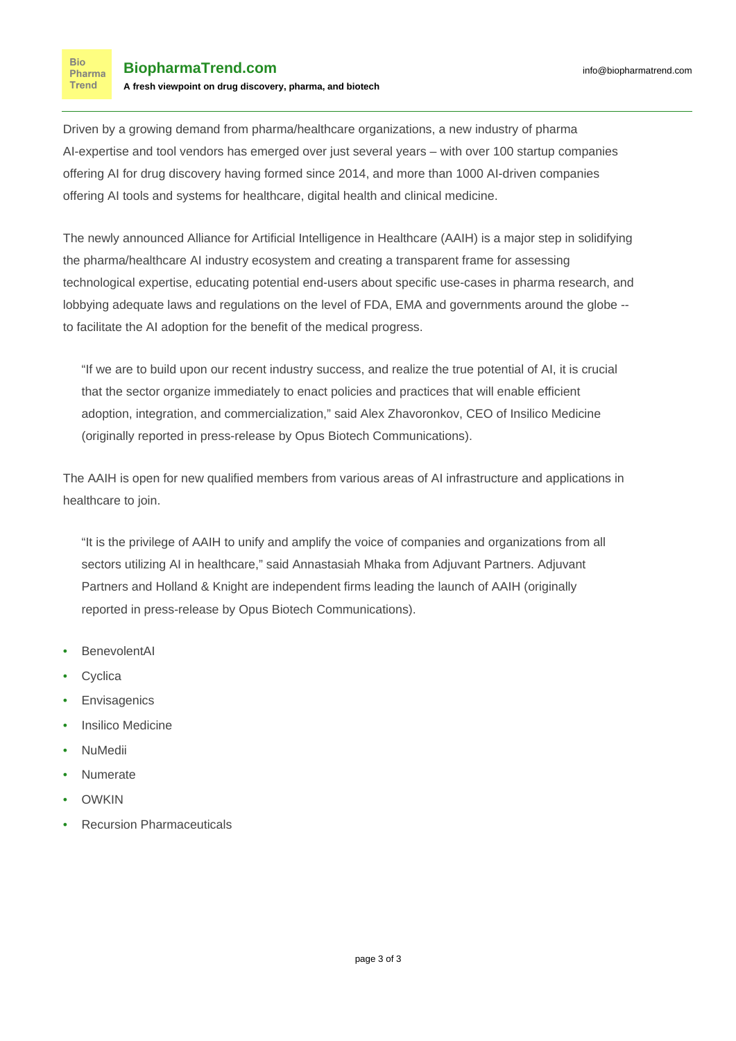Driven by a growing demand from pharma/healthcare organizations, a new industry of pharma AI-expertise and tool vendors has emerged over just several years – with over 100 startup companies offering AI for drug discovery having formed since 2014, and more than 1000 AI-driven companies offering AI tools and systems for healthcare, digital health and clinical medicine.

The newly announced Alliance for Artificial Intelligence in Healthcare (AAIH) is a major step in solidifying the pharma/healthcare AI industry ecosystem and creating a transparent frame for assessing technological expertise, educating potential end-users about specific use-cases in pharma research, and lobbying adequate laws and regulations on the level of FDA, EMA and governments around the globe -- to facilitate the AI adoption for the benefit of the medical progress.

> “If we are to build upon our recent industry success, and realize the true potential of AI, it is crucial that the sector organize immediately to enact policies and practices that will enable efficient adoption, integration, and commercialization,” said Alex Zhavoronkov, CEO of Insilico Medicine (originally reported in press-release by Opus Biotech Communications).

The AAIH is open for new qualified members from various areas of AI infrastructure and applications in healthcare to join.

> “It is the privilege of AAIH to unify and amplify the voice of companies and organizations from all sectors utilizing AI in healthcare,” said Annastasiah Mhaka from Adjuvant Partners. Adjuvant Partners and Holland & Knight are independent firms leading the launch of AAIH (originally reported in press-release by Opus Biotech Communications).

- BenevolentAI
- Cyclica
- Envisagenics
- Insilico Medicine
- NuMedii
- Numerate
- OWKIN
- Recursion Pharmaceuticals